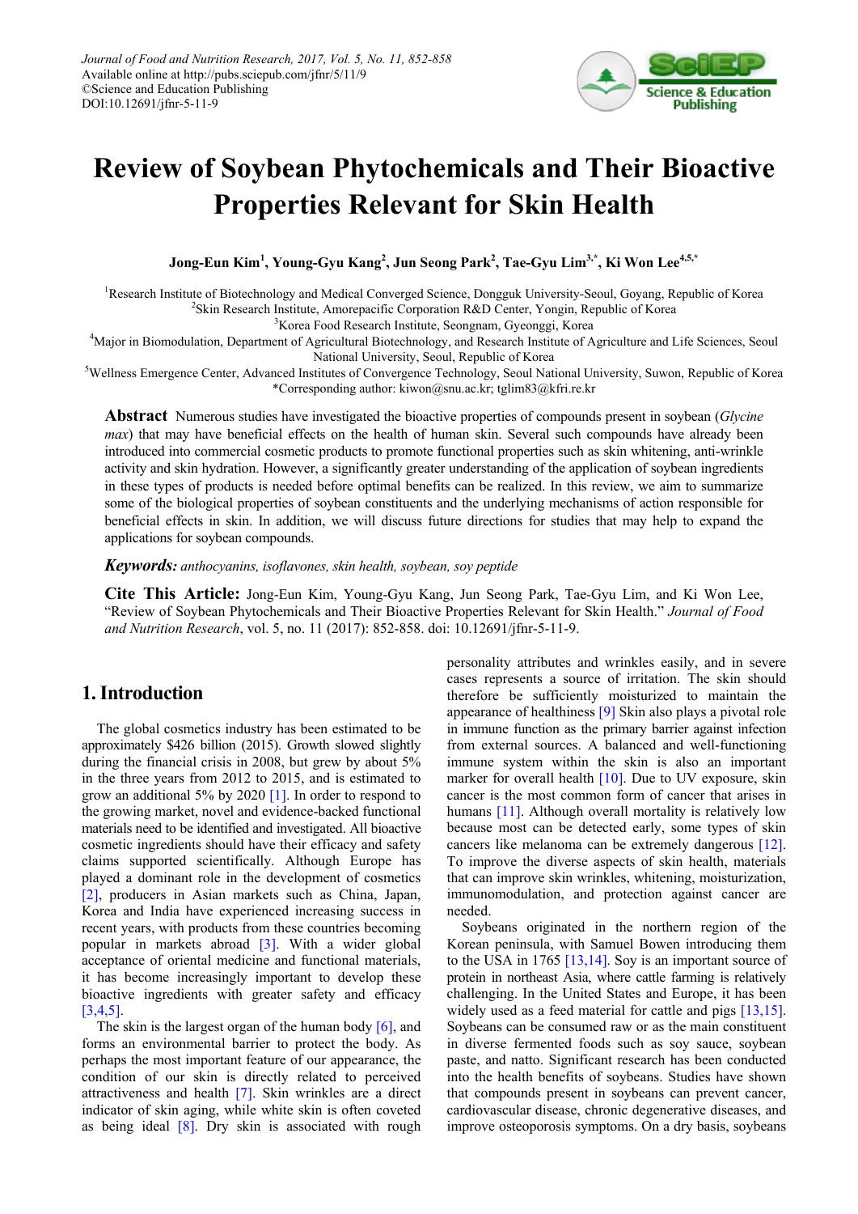# Review of Soybean Phytochemicals and Their Bioactive Properties Relevant for Skin Health

**Jong-Eun Kim[1], Young-Gyu Kang[2], Jun Seong Park[2], Tae-Gyu Lim[3,*], Ki Won Lee[4,5,*]**

[1]Research Institute of Biotechnology and Medical Converged Science, Dongguk University-Seoul, Goyang, Republic of Korea
[2]Skin Research Institute, Amorepacific Corporation R&D Center, Yongin, Republic of Korea
[3]Korea Food Research Institute, Seongnam, Gyeonggi, Korea
[4]Major in Biomodulation, Department of Agricultural Biotechnology, and Research Institute of Agriculture and Life Sciences, Seoul National University, Seoul, Republic of Korea
[5]Wellness Emergence Center, Advanced Institutes of Convergence Technology, Seoul National University, Suwon, Republic of Korea
*Corresponding author: kiwon@snu.ac.kr; tglim83@kfri.re.kr

**Abstract** Numerous studies have investigated the bioactive properties of compounds present in soybean (*Glycine max*) that may have beneficial effects on the health of human skin. Several such compounds have already been introduced into commercial cosmetic products to promote functional properties such as skin whitening, anti-wrinkle activity and skin hydration. However, a significantly greater understanding of the application of soybean ingredients in these types of products is needed before optimal benefits can be realized. In this review, we aim to summarize some of the biological properties of soybean constituents and the underlying mechanisms of action responsible for beneficial effects in skin. In addition, we will discuss future directions for studies that may help to expand the applications for soybean compounds.

***Keywords:*** *anthocyanins, isoflavones, skin health, soybean, soy peptide*

**Cite This Article:** Jong-Eun Kim, Young-Gyu Kang, Jun Seong Park, Tae-Gyu Lim, and Ki Won Lee, "Review of Soybean Phytochemicals and Their Bioactive Properties Relevant for Skin Health." *Journal of Food and Nutrition Research*, vol. 5, no. 11 (2017): 852-858. doi: 10.12691/jfnr-5-11-9.

## 1. Introduction

The global cosmetics industry has been estimated to be approximately $426 billion (2015). Growth slowed slightly during the financial crisis in 2008, but grew by about 5% in the three years from 2012 to 2015, and is estimated to grow an additional 5% by 2020 [1]. In order to respond to the growing market, novel and evidence-backed functional materials need to be identified and investigated. All bioactive cosmetic ingredients should have their efficacy and safety claims supported scientifically. Although Europe has played a dominant role in the development of cosmetics [2], producers in Asian markets such as China, Japan, Korea and India have experienced increasing success in recent years, with products from these countries becoming popular in markets abroad [3]. With a wider global acceptance of oriental medicine and functional materials, it has become increasingly important to develop these bioactive ingredients with greater safety and efficacy [3,4,5].

The skin is the largest organ of the human body [6], and forms an environmental barrier to protect the body. As perhaps the most important feature of our appearance, the condition of our skin is directly related to perceived attractiveness and health [7]. Skin wrinkles are a direct indicator of skin aging, while white skin is often coveted as being ideal [8]. Dry skin is associated with rough personality attributes and wrinkles easily, and in severe cases represents a source of irritation. The skin should therefore be sufficiently moisturized to maintain the appearance of healthiness [9] Skin also plays a pivotal role in immune function as the primary barrier against infection from external sources. A balanced and well-functioning immune system within the skin is also an important marker for overall health [10]. Due to UV exposure, skin cancer is the most common form of cancer that arises in humans [11]. Although overall mortality is relatively low because most can be detected early, some types of skin cancers like melanoma can be extremely dangerous [12]. To improve the diverse aspects of skin health, materials that can improve skin wrinkles, whitening, moisturization, immunomodulation, and protection against cancer are needed.

Soybeans originated in the northern region of the Korean peninsula, with Samuel Bowen introducing them to the USA in 1765 [13,14]. Soy is an important source of protein in northeast Asia, where cattle farming is relatively challenging. In the United States and Europe, it has been widely used as a feed material for cattle and pigs [13,15]. Soybeans can be consumed raw or as the main constituent in diverse fermented foods such as soy sauce, soybean paste, and natto. Significant research has been conducted into the health benefits of soybeans. Studies have shown that compounds present in soybeans can prevent cancer, cardiovascular disease, chronic degenerative diseases, and improve osteoporosis symptoms. On a dry basis, soybeans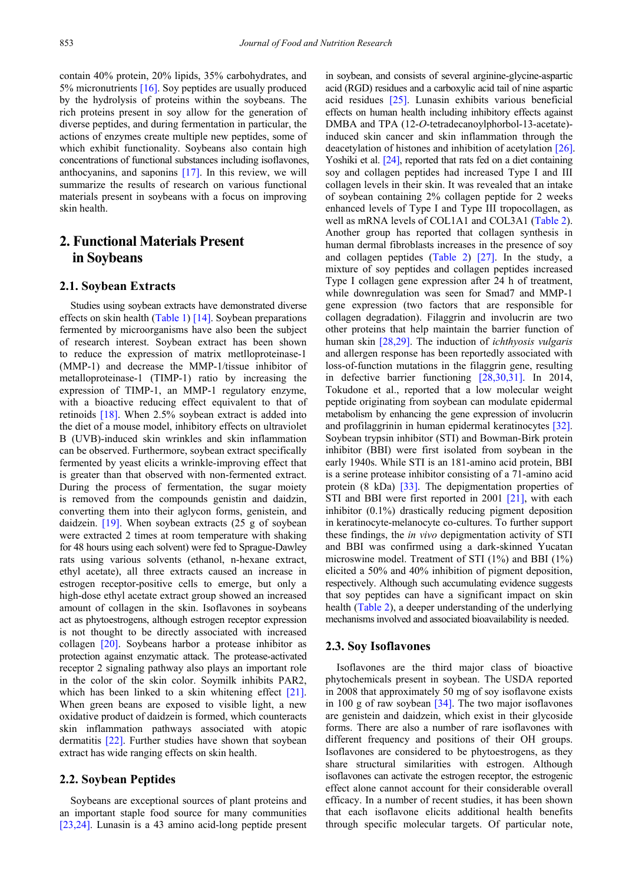contain 40% protein, 20% lipids, 35% carbohydrates, and 5% micronutrients [16]. Soy peptides are usually produced by the hydrolysis of proteins within the soybeans. The rich proteins present in soy allow for the generation of diverse peptides, and during fermentation in particular, the actions of enzymes create multiple new peptides, some of which exhibit functionality. Soybeans also contain high concentrations of functional substances including isoflavones, anthocyanins, and saponins [17]. In this review, we will summarize the results of research on various functional materials present in soybeans with a focus on improving skin health.

## 2. Functional Materials Present in Soybeans

### 2.1. Soybean Extracts

Studies using soybean extracts have demonstrated diverse effects on skin health (Table 1) [14]. Soybean preparations fermented by microorganisms have also been the subject of research interest. Soybean extract has been shown to reduce the expression of matrix metlloproteinase-1 (MMP-1) and decrease the MMP-1/tissue inhibitor of metalloproteinase-1 (TIMP-1) ratio by increasing the expression of TIMP-1, an MMP-1 regulatory enzyme, with a bioactive reducing effect equivalent to that of retinoids [18]. When 2.5% soybean extract is added into the diet of a mouse model, inhibitory effects on ultraviolet B (UVB)-induced skin wrinkles and skin inflammation can be observed. Furthermore, soybean extract specifically fermented by yeast elicits a wrinkle-improving effect that is greater than that observed with non-fermented extract. During the process of fermentation, the sugar moiety is removed from the compounds genistin and daidzin, converting them into their aglycon forms, genistein, and daidzein. [19]. When soybean extracts (25 g of soybean were extracted 2 times at room temperature with shaking for 48 hours using each solvent) were fed to Sprague-Dawley rats using various solvents (ethanol, n-hexane extract, ethyl acetate), all three extracts caused an increase in estrogen receptor-positive cells to emerge, but only a high-dose ethyl acetate extract group showed an increased amount of collagen in the skin. Isoflavones in soybeans act as phytoestrogens, although estrogen receptor expression is not thought to be directly associated with increased collagen [20]. Soybeans harbor a protease inhibitor as protection against enzymatic attack. The protease-activated receptor 2 signaling pathway also plays an important role in the color of the skin color. Soymilk inhibits PAR2, which has been linked to a skin whitening effect [21]. When green beans are exposed to visible light, a new oxidative product of daidzein is formed, which counteracts skin inflammation pathways associated with atopic dermatitis [22]. Further studies have shown that soybean extract has wide ranging effects on skin health.

### 2.2. Soybean Peptides

Soybeans are exceptional sources of plant proteins and an important staple food source for many communities [23,24]. Lunasin is a 43 amino acid-long peptide present in soybean, and consists of several arginine-glycine-aspartic acid (RGD) residues and a carboxylic acid tail of nine aspartic acid residues [25]. Lunasin exhibits various beneficial effects on human health including inhibitory effects against DMBA and TPA (12-*O*-tetradecanoylphorbol-13-acetate)-induced skin cancer and skin inflammation through the deacetylation of histones and inhibition of acetylation [26]. Yoshiki et al. [24], reported that rats fed on a diet containing soy and collagen peptides had increased Type I and III collagen levels in their skin. It was revealed that an intake of soybean containing 2% collagen peptide for 2 weeks enhanced levels of Type I and Type III tropocollagen, as well as mRNA levels of COL1A1 and COL3A1 (Table 2). Another group has reported that collagen synthesis in human dermal fibroblasts increases in the presence of soy and collagen peptides (Table 2) [27]. In the study, a mixture of soy peptides and collagen peptides increased Type I collagen gene expression after 24 h of treatment, while downregulation was seen for Smad7 and MMP-1 gene expression (two factors that are responsible for collagen degradation). Filaggrin and involucrin are two other proteins that help maintain the barrier function of human skin [28,29]. The induction of *ichthyosis vulgaris* and allergen response has been reportedly associated with loss-of-function mutations in the filaggrin gene, resulting in defective barrier functioning [28,30,31]. In 2014, Tokudone et al., reported that a low molecular weight peptide originating from soybean can modulate epidermal metabolism by enhancing the gene expression of involucrin and profilaggrinin in human epidermal keratinocytes [32]. Soybean trypsin inhibitor (STI) and Bowman-Birk protein inhibitor (BBI) were first isolated from soybean in the early 1940s. While STI is an 181-amino acid protein, BBI is a serine protease inhibitor consisting of a 71-amino acid protein (8 kDa) [33]. The depigmentation properties of STI and BBI were first reported in 2001 [21], with each inhibitor (0.1%) drastically reducing pigment deposition in keratinocyte-melanocyte co-cultures. To further support these findings, the *in vivo* depigmentation activity of STI and BBI was confirmed using a dark-skinned Yucatan microswine model. Treatment of STI (1%) and BBI (1%) elicited a 50% and 40% inhibition of pigment deposition, respectively. Although such accumulating evidence suggests that soy peptides can have a significant impact on skin health (Table 2), a deeper understanding of the underlying mechanisms involved and associated bioavailability is needed.

### 2.3. Soy Isoflavones

Isoflavones are the third major class of bioactive phytochemicals present in soybean. The USDA reported in 2008 that approximately 50 mg of soy isoflavone exists in 100 g of raw soybean [34]. The two major isoflavones are genistein and daidzein, which exist in their glycoside forms. There are also a number of rare isoflavones with different frequency and positions of their OH groups. Isoflavones are considered to be phytoestrogens, as they share structural similarities with estrogen. Although isoflavones can activate the estrogen receptor, the estrogenic effect alone cannot account for their considerable overall efficacy. In a number of recent studies, it has been shown that each isoflavone elicits additional health benefits through specific molecular targets. Of particular note,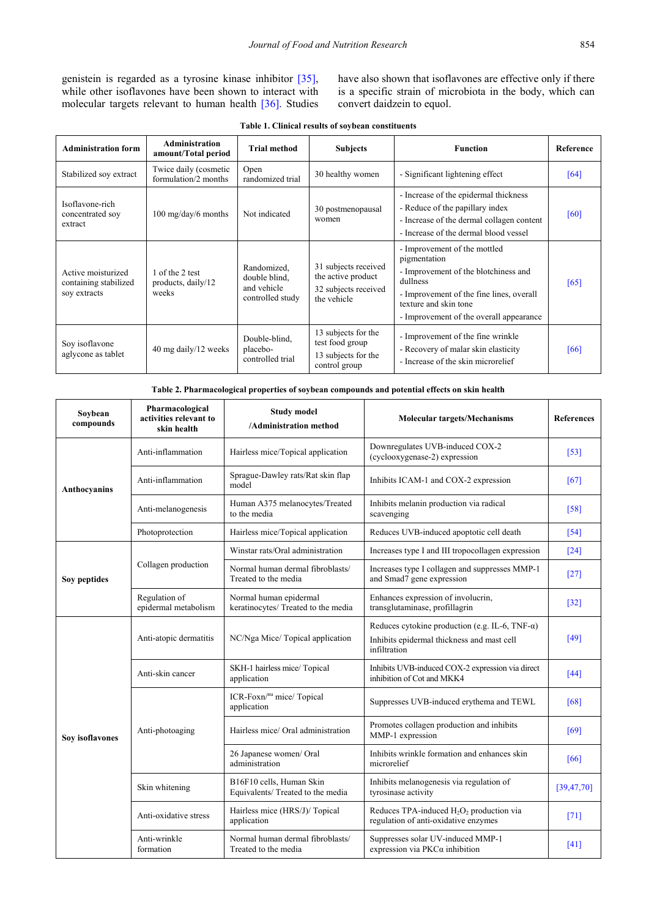genistein is regarded as a tyrosine kinase inhibitor [35], while other isoflavones have been shown to interact with molecular targets relevant to human health [36]. Studies have also shown that isoflavones are effective only if there is a specific strain of microbiota in the body, which can convert daidzein to equol.

**Table 1. Clinical results of soybean constituents**

| Administration form | Administration amount/Total period | Trial method | Subjects | Function | Reference |
|---|---|---|---|---|---|
| Stabilized soy extract | Twice daily (cosmetic formulation/2 months | Open randomized trial | 30 healthy women | - Significant lightening effect | [64] |
| Isoflavone-rich concentrated soy extract | 100 mg/day/6 months | Not indicated | 30 postmenopausal women | - Increase of the epidermal thickness<br>- Reduce of the papillary index<br>- Increase of the dermal collagen content<br>- Increase of the dermal blood vessel | [60] |
| Active moisturized containing stabilized soy extracts | 1 of the 2 test products, daily/12 weeks | Randomized, double blind, and vehicle controlled study | 31 subjects received the active product<br>32 subjects received the vehicle | - Improvement of the mottled pigmentation<br>- Improvement of the blotchiness and dullness<br>- Improvement of the fine lines, overall texture and skin tone<br>- Improvement of the overall appearance | [65] |
| Soy isoflavone aglycone as tablet | 40 mg daily/12 weeks | Double-blind, placebo-controlled trial | 13 subjects for the test food group<br>13 subjects for the control group | - Improvement of the fine wrinkle<br>- Recovery of malar skin elasticity<br>- Increase of the skin microrelief | [66] |

**Table 2. Pharmacological properties of soybean compounds and potential effects on skin health**

| Soybean compounds | Pharmacological activities relevant to skin health | Study model /Administration method | Molecular targets/Mechanisms | References |
|---|---|---|---|---|
| **Anthocyanins** | Anti-inflammation | Hairless mice/Topical application | Downregulates UVB-induced COX-2 (cyclooxygenase-2) expression | [53] |
| | Anti-inflammation | Sprague-Dawley rats/Rat skin flap model | Inhibits ICAM-1 and COX-2 expression | [67] |
| | Anti-melanogenesis | Human A375 melanocytes/Treated to the media | Inhibits melanin production via radical scavenging | [58] |
| | Photoprotection | Hairless mice/Topical application | Reduces UVB-induced apoptotic cell death | [54] |
| **Soy peptides** | Collagen production | Winstar rats/Oral administration | Increases type I and III tropocollagen expression | [24] |
| | | Normal human dermal fibroblasts/ Treated to the media | Increases type I collagen and suppresses MMP-1 and Smad7 gene expression | [27] |
| | Regulation of epidermal metabolism | Normal human epidermal keratinocytes/ Treated to the media | Enhances expression of involucrin, transglutaminase, profillagrin | [32] |
| **Soy isoflavones** | Anti-atopic dermatitis | NC/Nga Mice/ Topical application | Reduces cytokine production (e.g. IL-6, TNF-α)<br>Inhibits epidermal thickness and mast cell infiltration | [49] |
| | Anti-skin cancer | SKH-1 hairless mice/ Topical application | Inhibits UVB-induced COX-2 expression via direct inhibition of Cot and MKK4 | [44] |
| | Anti-photoaging | ICR-Foxn/nu mice/ Topical application | Suppresses UVB-induced erythema and TEWL | [68] |
| | | Hairless mice/ Oral administration | Promotes collagen production and inhibits MMP-1 expression | [69] |
| | | 26 Japanese women/ Oral administration | Inhibits wrinkle formation and enhances skin microrelief | [66] |
| | Skin whitening | B16F10 cells, Human Skin Equivalents/ Treated to the media | Inhibits melanogenesis via regulation of tyrosinase activity | [39,47,70] |
| | Anti-oxidative stress | Hairless mice (HRS/J)/ Topical application | Reduces TPA-induced $H_2O_2$ production via regulation of anti-oxidative enzymes | [71] |
| | Anti-wrinkle formation | Normal human dermal fibroblasts/ Treated to the media | Suppresses solar UV-induced MMP-1 expression via PKCα inhibition | [41] |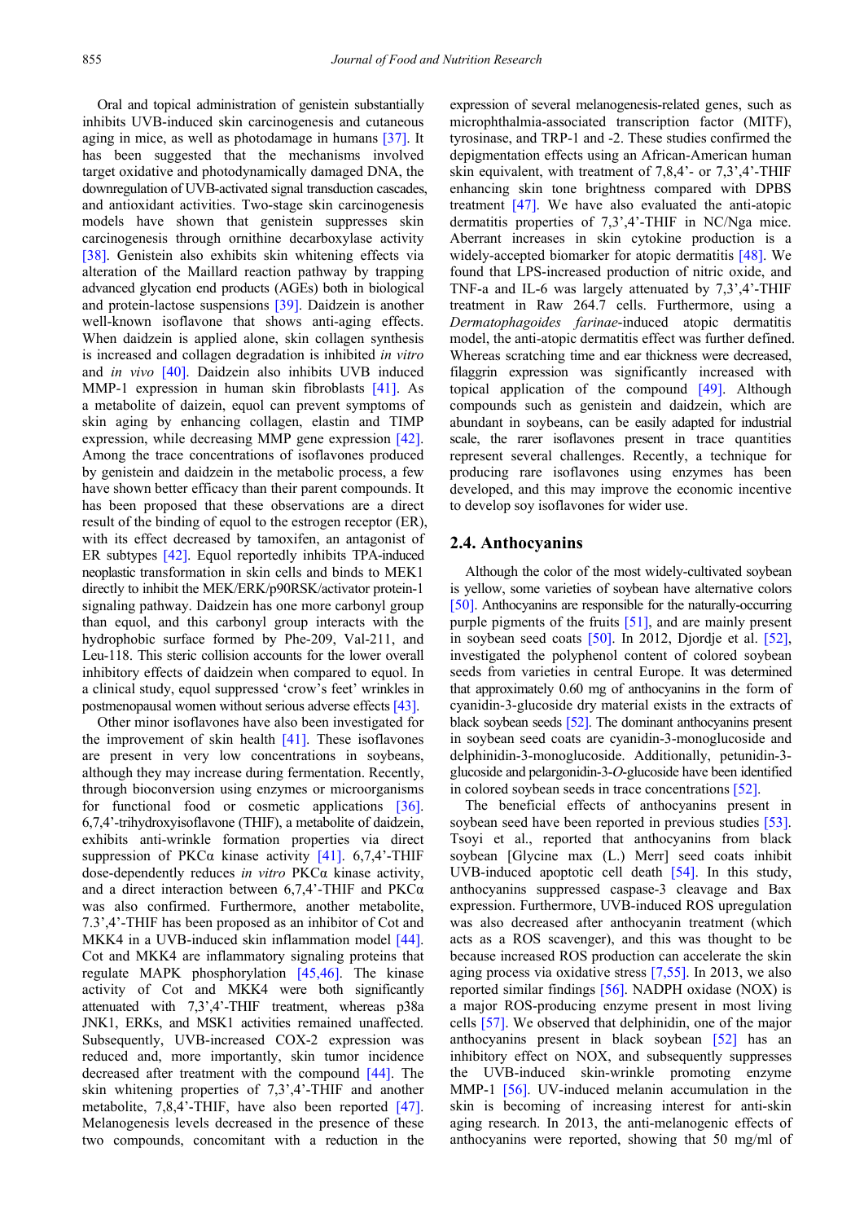Oral and topical administration of genistein substantially inhibits UVB-induced skin carcinogenesis and cutaneous aging in mice, as well as photodamage in humans [37]. It has been suggested that the mechanisms involved target oxidative and photodynamically damaged DNA, the downregulation of UVB-activated signal transduction cascades, and antioxidant activities. Two-stage skin carcinogenesis models have shown that genistein suppresses skin carcinogenesis through ornithine decarboxylase activity [38]. Genistein also exhibits skin whitening effects via alteration of the Maillard reaction pathway by trapping advanced glycation end products (AGEs) both in biological and protein-lactose suspensions [39]. Daidzein is another well-known isoflavone that shows anti-aging effects. When daidzein is applied alone, skin collagen synthesis is increased and collagen degradation is inhibited *in vitro* and *in vivo* [40]. Daidzein also inhibits UVB induced MMP-1 expression in human skin fibroblasts [41]. As a metabolite of daizein, equol can prevent symptoms of skin aging by enhancing collagen, elastin and TIMP expression, while decreasing MMP gene expression [42]. Among the trace concentrations of isoflavones produced by genistein and daidzein in the metabolic process, a few have shown better efficacy than their parent compounds. It has been proposed that these observations are a direct result of the binding of equol to the estrogen receptor (ER), with its effect decreased by tamoxifen, an antagonist of ER subtypes [42]. Equol reportedly inhibits TPA-induced neoplastic transformation in skin cells and binds to MEK1 directly to inhibit the MEK/ERK/p90RSK/activator protein-1 signaling pathway. Daidzein has one more carbonyl group than equol, and this carbonyl group interacts with the hydrophobic surface formed by Phe-209, Val-211, and Leu-118. This steric collision accounts for the lower overall inhibitory effects of daidzein when compared to equol. In a clinical study, equol suppressed 'crow's feet' wrinkles in postmenopausal women without serious adverse effects [43].

Other minor isoflavones have also been investigated for the improvement of skin health [41]. These isoflavones are present in very low concentrations in soybeans, although they may increase during fermentation. Recently, through bioconversion using enzymes or microorganisms for functional food or cosmetic applications [36]. 6,7,4'-trihydroxyisoflavone (THIF), a metabolite of daidzein, exhibits anti-wrinkle formation properties via direct suppression of PKCα kinase activity [41]. 6,7,4'-THIF dose-dependently reduces *in vitro* PKCα kinase activity, and a direct interaction between 6,7,4'-THIF and PKCα was also confirmed. Furthermore, another metabolite, 7.3',4'-THIF has been proposed as an inhibitor of Cot and MKK4 in a UVB-induced skin inflammation model [44]. Cot and MKK4 are inflammatory signaling proteins that regulate MAPK phosphorylation [45,46]. The kinase activity of Cot and MKK4 were both significantly attenuated with 7,3',4'-THIF treatment, whereas p38a JNK1, ERKs, and MSK1 activities remained unaffected. Subsequently, UVB-increased COX-2 expression was reduced and, more importantly, skin tumor incidence decreased after treatment with the compound [44]. The skin whitening properties of 7,3',4'-THIF and another metabolite, 7,8,4'-THIF, have also been reported [47]. Melanogenesis levels decreased in the presence of these two compounds, concomitant with a reduction in the expression of several melanogenesis-related genes, such as microphthalmia-associated transcription factor (MITF), tyrosinase, and TRP-1 and -2. These studies confirmed the depigmentation effects using an African-American human skin equivalent, with treatment of 7,8,4'- or 7,3',4'-THIF enhancing skin tone brightness compared with DPBS treatment [47]. We have also evaluated the anti-atopic dermatitis properties of 7,3',4'-THIF in NC/Nga mice. Aberrant increases in skin cytokine production is a widely-accepted biomarker for atopic dermatitis [48]. We found that LPS-increased production of nitric oxide, and TNF-a and IL-6 was largely attenuated by 7,3',4'-THIF treatment in Raw 264.7 cells. Furthermore, using a *Dermatophagoides farinae*-induced atopic dermatitis model, the anti-atopic dermatitis effect was further defined. Whereas scratching time and ear thickness were decreased, filaggrin expression was significantly increased with topical application of the compound [49]. Although compounds such as genistein and daidzein, which are abundant in soybeans, can be easily adapted for industrial scale, the rarer isoflavones present in trace quantities represent several challenges. Recently, a technique for producing rare isoflavones using enzymes has been developed, and this may improve the economic incentive to develop soy isoflavones for wider use.

## 2.4. Anthocyanins

Although the color of the most widely-cultivated soybean is yellow, some varieties of soybean have alternative colors [50]. Anthocyanins are responsible for the naturally-occurring purple pigments of the fruits [51], and are mainly present in soybean seed coats [50]. In 2012, Djordje et al. [52], investigated the polyphenol content of colored soybean seeds from varieties in central Europe. It was determined that approximately 0.60 mg of anthocyanins in the form of cyanidin-3-glucoside dry material exists in the extracts of black soybean seeds [52]. The dominant anthocyanins present in soybean seed coats are cyanidin-3-monoglucoside and delphinidin-3-monoglucoside. Additionally, petunidin-3-glucoside and pelargonidin-3-*O*-glucoside have been identified in colored soybean seeds in trace concentrations [52].

The beneficial effects of anthocyanins present in soybean seed have been reported in previous studies [53]. Tsoyi et al., reported that anthocyanins from black soybean [Glycine max (L.) Merr] seed coats inhibit UVB-induced apoptotic cell death [54]. In this study, anthocyanins suppressed caspase-3 cleavage and Bax expression. Furthermore, UVB-induced ROS upregulation was also decreased after anthocyanin treatment (which acts as a ROS scavenger), and this was thought to be because increased ROS production can accelerate the skin aging process via oxidative stress [7,55]. In 2013, we also reported similar findings [56]. NADPH oxidase (NOX) is a major ROS-producing enzyme present in most living cells [57]. We observed that delphinidin, one of the major anthocyanins present in black soybean [52] has an inhibitory effect on NOX, and subsequently suppresses the UVB-induced skin-wrinkle promoting enzyme MMP-1 [56]. UV-induced melanin accumulation in the skin is becoming of increasing interest for anti-skin aging research. In 2013, the anti-melanogenic effects of anthocyanins were reported, showing that 50 mg/ml of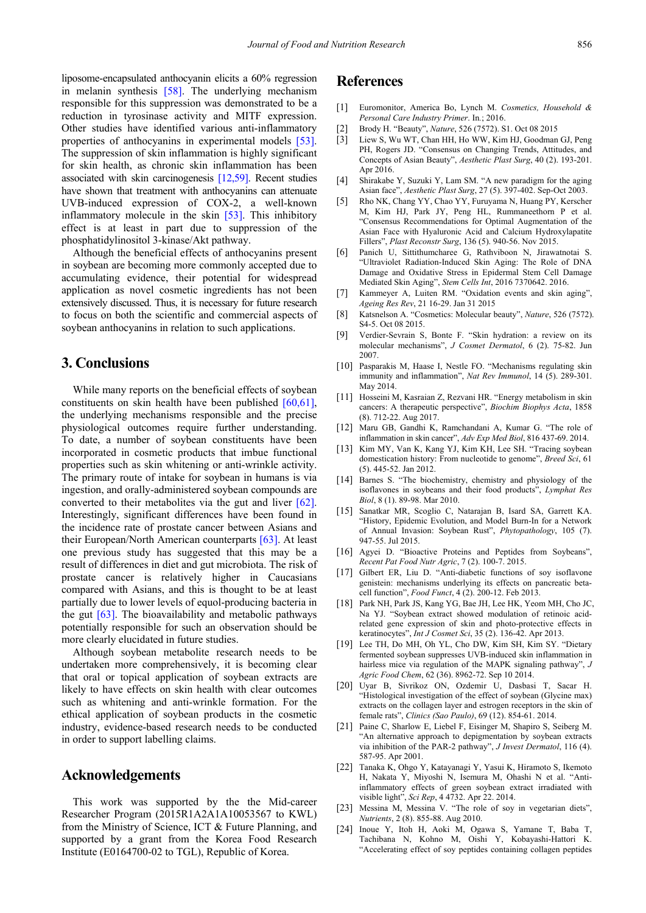liposome-encapsulated anthocyanin elicits a 60% regression in melanin synthesis [58]. The underlying mechanism responsible for this suppression was demonstrated to be a reduction in tyrosinase activity and MITF expression. Other studies have identified various anti-inflammatory properties of anthocyanins in experimental models [53]. The suppression of skin inflammation is highly significant for skin health, as chronic skin inflammation has been associated with skin carcinogenesis [12,59]. Recent studies have shown that treatment with anthocyanins can attenuate UVB-induced expression of COX-2, a well-known inflammatory molecule in the skin [53]. This inhibitory effect is at least in part due to suppression of the phosphatidylinositol 3-kinase/Akt pathway.

Although the beneficial effects of anthocyanins present in soybean are becoming more commonly accepted due to accumulating evidence, their potential for widespread application as novel cosmetic ingredients has not been extensively discussed. Thus, it is necessary for future research to focus on both the scientific and commercial aspects of soybean anthocyanins in relation to such applications.

## 3. Conclusions

While many reports on the beneficial effects of soybean constituents on skin health have been published [60,61], the underlying mechanisms responsible and the precise physiological outcomes require further understanding. To date, a number of soybean constituents have been incorporated in cosmetic products that imbue functional properties such as skin whitening or anti-wrinkle activity. The primary route of intake for soybean in humans is via ingestion, and orally-administered soybean compounds are converted to their metabolites via the gut and liver [62]. Interestingly, significant differences have been found in the incidence rate of prostate cancer between Asians and their European/North American counterparts [63]. At least one previous study has suggested that this may be a result of differences in diet and gut microbiota. The risk of prostate cancer is relatively higher in Caucasians compared with Asians, and this is thought to be at least partially due to lower levels of equol-producing bacteria in the gut [63]. The bioavailability and metabolic pathways potentially responsible for such an observation should be more clearly elucidated in future studies.

Although soybean metabolite research needs to be undertaken more comprehensively, it is becoming clear that oral or topical application of soybean extracts are likely to have effects on skin health with clear outcomes such as whitening and anti-wrinkle formation. For the ethical application of soybean products in the cosmetic industry, evidence-based research needs to be conducted in order to support labelling claims.

## Acknowledgements

This work was supported by the the Mid-career Researcher Program (2015R1A2A1A10053567 to KWL) from the Ministry of Science, ICT & Future Planning, and supported by a grant from the Korea Food Research Institute (E0164700-02 to TGL), Republic of Korea.

## References

[1] Euromonitor, America Bo, Lynch M. *Cosmetics, Household & Personal Care Industry Primer*. In.; 2016.

[2] Brody H. "Beauty", *Nature*, 526 (7572). S1. Oct 08 2015

[3] Liew S, Wu WT, Chan HH, Ho WW, Kim HJ, Goodman GJ, Peng PH, Rogers JD. "Consensus on Changing Trends, Attitudes, and Concepts of Asian Beauty", *Aesthetic Plast Surg*, 40 (2). 193-201. Apr 2016.

[4] Shirakabe Y, Suzuki Y, Lam SM. "A new paradigm for the aging Asian face", *Aesthetic Plast Surg*, 27 (5). 397-402. Sep-Oct 2003.

[5] Rho NK, Chang YY, Chao YY, Furuyama N, Huang PY, Kerscher M, Kim HJ, Park JY, Peng HL, Rummaneethorn P et al. "Consensus Recommendations for Optimal Augmentation of the Asian Face with Hyaluronic Acid and Calcium Hydroxylapatite Fillers", *Plast Reconstr Surg*, 136 (5). 940-56. Nov 2015.

[6] Panich U, Sittithumcharee G, Rathviboon N, Jirawatnotai S. "Ultraviolet Radiation-Induced Skin Aging: The Role of DNA Damage and Oxidative Stress in Epidermal Stem Cell Damage Mediated Skin Aging", *Stem Cells Int*, 2016 7370642. 2016.

[7] Kammeyer A, Luiten RM. "Oxidation events and skin aging", *Ageing Res Rev*, 21 16-29. Jan 31 2015

[8] Katsnelson A. "Cosmetics: Molecular beauty", *Nature*, 526 (7572). S4-5. Oct 08 2015.

[9] Verdier-Sevrain S, Bonte F. "Skin hydration: a review on its molecular mechanisms", *J Cosmet Dermatol*, 6 (2). 75-82. Jun 2007.

[10] Pasparakis M, Haase I, Nestle FO. "Mechanisms regulating skin immunity and inflammation", *Nat Rev Immunol*, 14 (5). 289-301. May 2014.

[11] Hosseini M, Kasraian Z, Rezvani HR. "Energy metabolism in skin cancers: A therapeutic perspective", *Biochim Biophys Acta*, 1858 (8). 712-22. Aug 2017.

[12] Maru GB, Gandhi K, Ramchandani A, Kumar G. "The role of inflammation in skin cancer", *Adv Exp Med Biol*, 816 437-69. 2014.

[13] Kim MY, Van K, Kang YJ, Kim KH, Lee SH. "Tracing soybean domestication history: From nucleotide to genome", *Breed Sci*, 61 (5). 445-52. Jan 2012.

[14] Barnes S. "The biochemistry, chemistry and physiology of the isoflavones in soybeans and their food products", *Lymphat Res Biol*, 8 (1). 89-98. Mar 2010.

[15] Sanatkar MR, Scoglio C, Natarajan B, Isard SA, Garrett KA. "History, Epidemic Evolution, and Model Burn-In for a Network of Annual Invasion: Soybean Rust", *Phytopathology*, 105 (7). 947-55. Jul 2015.

[16] Agyei D. "Bioactive Proteins and Peptides from Soybeans", *Recent Pat Food Nutr Agric*, 7 (2). 100-7. 2015.

[17] Gilbert ER, Liu D. "Anti-diabetic functions of soy isoflavone genistein: mechanisms underlying its effects on pancreatic beta-cell function", *Food Funct*, 4 (2). 200-12. Feb 2013.

[18] Park NH, Park JS, Kang YG, Bae JH, Lee HK, Yeom MH, Cho JC, Na YJ. "Soybean extract showed modulation of retinoic acid-related gene expression of skin and photo-protective effects in keratinocytes", *Int J Cosmet Sci*, 35 (2). 136-42. Apr 2013.

[19] Lee TH, Do MH, Oh YL, Cho DW, Kim SH, Kim SY. "Dietary fermented soybean suppresses UVB-induced skin inflammation in hairless mice via regulation of the MAPK signaling pathway", *J Agric Food Chem*, 62 (36). 8962-72. Sep 10 2014.

[20] Uyar B, Sivrikoz ON, Ozdemir U, Dasbasi T, Sacar H. "Histological investigation of the effect of soybean (Glycine max) extracts on the collagen layer and estrogen receptors in the skin of female rats", *Clinics (Sao Paulo)*, 69 (12). 854-61. 2014.

[21] Paine C, Sharlow E, Liebel F, Eisinger M, Shapiro S, Seiberg M. "An alternative approach to depigmentation by soybean extracts via inhibition of the PAR-2 pathway", *J Invest Dermatol*, 116 (4). 587-95. Apr 2001.

[22] Tanaka K, Ohgo Y, Katayanagi Y, Yasui K, Hiramoto S, Ikemoto H, Nakata Y, Miyoshi N, Isemura M, Ohashi N et al. "Anti-inflammatory effects of green soybean extract irradiated with visible light", *Sci Rep*, 4 4732. Apr 22. 2014.

[23] Messina M, Messina V. "The role of soy in vegetarian diets", *Nutrients*, 2 (8). 855-88. Aug 2010.

[24] Inoue Y, Itoh H, Aoki M, Ogawa S, Yamane T, Baba T, Tachibana N, Kohno M, Oishi Y, Kobayashi-Hattori K. "Accelerating effect of soy peptides containing collagen peptides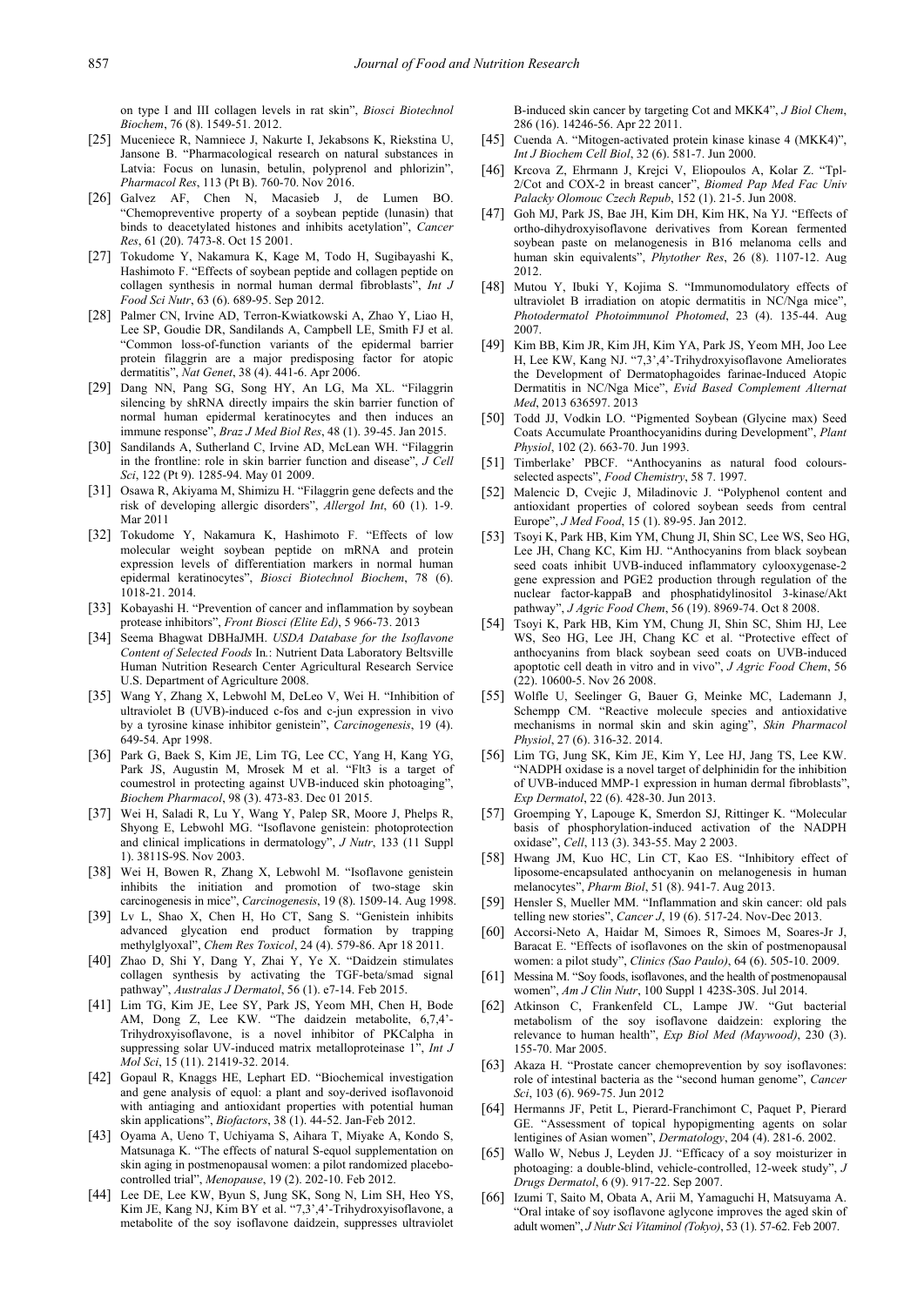on type I and III collagen levels in rat skin", *Biosci Biotechnol Biochem*, 76 (8). 1549-51. 2012.

[25] Muceniece R, Namniece J, Nakurte I, Jekabsons K, Riekstina U, Jansone B. "Pharmacological research on natural substances in Latvia: Focus on lunasin, betulin, polyprenol and phlorizin", *Pharmacol Res*, 113 (Pt B). 760-70. Nov 2016.

[26] Galvez AF, Chen N, Macasieb J, de Lumen BO. "Chemopreventive property of a soybean peptide (lunasin) that binds to deacetylated histones and inhibits acetylation", *Cancer Res*, 61 (20). 7473-8. Oct 15 2001.

[27] Tokudome Y, Nakamura K, Kage M, Todo H, Sugibayashi K, Hashimoto F. "Effects of soybean peptide and collagen peptide on collagen synthesis in normal human dermal fibroblasts", *Int J Food Sci Nutr*, 63 (6). 689-95. Sep 2012.

[28] Palmer CN, Irvine AD, Terron-Kwiatkowski A, Zhao Y, Liao H, Lee SP, Goudie DR, Sandilands A, Campbell LE, Smith FJ et al. "Common loss-of-function variants of the epidermal barrier protein filaggrin are a major predisposing factor for atopic dermatitis", *Nat Genet*, 38 (4). 441-6. Apr 2006.

[29] Dang NN, Pang SG, Song HY, An LG, Ma XL. "Filaggrin silencing by shRNA directly impairs the skin barrier function of normal human epidermal keratinocytes and then induces an immune response", *Braz J Med Biol Res*, 48 (1). 39-45. Jan 2015.

[30] Sandilands A, Sutherland C, Irvine AD, McLean WH. "Filaggrin in the frontline: role in skin barrier function and disease", *J Cell Sci*, 122 (Pt 9). 1285-94. May 01 2009.

[31] Osawa R, Akiyama M, Shimizu H. "Filaggrin gene defects and the risk of developing allergic disorders", *Allergol Int*, 60 (1). 1-9. Mar 2011

[32] Tokudome Y, Nakamura K, Hashimoto F. "Effects of low molecular weight soybean peptide on mRNA and protein expression levels of differentiation markers in normal human epidermal keratinocytes", *Biosci Biotechnol Biochem*, 78 (6). 1018-21. 2014.

[33] Kobayashi H. "Prevention of cancer and inflammation by soybean protease inhibitors", *Front Biosci (Elite Ed)*, 5 966-73. 2013

[34] Seema Bhagwat DBHaJMH. *USDA Database for the Isoflavone Content of Selected Foods* In.: Nutrient Data Laboratory Beltsville Human Nutrition Research Center Agricultural Research Service U.S. Department of Agriculture 2008.

[35] Wang Y, Zhang X, Lebwohl M, DeLeo V, Wei H. "Inhibition of ultraviolet B (UVB)-induced c-fos and c-jun expression in vivo by a tyrosine kinase inhibitor genistein", *Carcinogenesis*, 19 (4). 649-54. Apr 1998.

[36] Park G, Baek S, Kim JE, Lim TG, Lee CC, Yang H, Kang YG, Park JS, Augustin M, Mrosek M et al. "Flt3 is a target of coumestrol in protecting against UVB-induced skin photoaging", *Biochem Pharmacol*, 98 (3). 473-83. Dec 01 2015.

[37] Wei H, Saladi R, Lu Y, Wang Y, Palep SR, Moore J, Phelps R, Shyong E, Lebwohl MG. "Isoflavone genistein: photoprotection and clinical implications in dermatology", *J Nutr*, 133 (11 Suppl 1). 3811S-9S. Nov 2003.

[38] Wei H, Bowen R, Zhang X, Lebwohl M. "Isoflavone genistein inhibits the initiation and promotion of two-stage skin carcinogenesis in mice", *Carcinogenesis*, 19 (8). 1509-14. Aug 1998.

[39] Lv L, Shao X, Chen H, Ho CT, Sang S. "Genistein inhibits advanced glycation end product formation by trapping methylglyoxal", *Chem Res Toxicol*, 24 (4). 579-86. Apr 18 2011.

[40] Zhao D, Shi Y, Dang Y, Zhai Y, Ye X. "Daidzein stimulates collagen synthesis by activating the TGF-beta/smad signal pathway", *Australas J Dermatol*, 56 (1). e7-14. Feb 2015.

[41] Lim TG, Kim JE, Lee SY, Park JS, Yeom MH, Chen H, Bode AM, Dong Z, Lee KW. "The daidzein metabolite, 6,7,4'-Trihydroxyisoflavone, is a novel inhibitor of PKCalpha in suppressing solar UV-induced matrix metalloproteinase 1", *Int J Mol Sci*, 15 (11). 21419-32. 2014.

[42] Gopaul R, Knaggs HE, Lephart ED. "Biochemical investigation and gene analysis of equol: a plant and soy-derived isoflavonoid with antiaging and antioxidant properties with potential human skin applications", *Biofactors*, 38 (1). 44-52. Jan-Feb 2012.

[43] Oyama A, Ueno T, Uchiyama S, Aihara T, Miyake A, Kondo S, Matsunaga K. "The effects of natural S-equol supplementation on skin aging in postmenopausal women: a pilot randomized placebo-controlled trial", *Menopause*, 19 (2). 202-10. Feb 2012.

[44] Lee DE, Lee KW, Byun S, Jung SK, Song N, Lim SH, Heo YS, Kim JE, Kang NJ, Kim BY et al. "7,3',4'-Trihydroxyisoflavone, a metabolite of the soy isoflavone daidzein, suppresses ultraviolet B-induced skin cancer by targeting Cot and MKK4", *J Biol Chem*, 286 (16). 14246-56. Apr 22 2011.

[45] Cuenda A. "Mitogen-activated protein kinase kinase 4 (MKK4)", *Int J Biochem Cell Biol*, 32 (6). 581-7. Jun 2000.

[46] Krcova Z, Ehrmann J, Krejci V, Eliopoulos A, Kolar Z. "Tpl-2/Cot and COX-2 in breast cancer", *Biomed Pap Med Fac Univ Palacky Olomouc Czech Repub*, 152 (1). 21-5. Jun 2008.

[47] Goh MJ, Park JS, Bae JH, Kim DH, Kim HK, Na YJ. "Effects of ortho-dihydroxyisoflavone derivatives from Korean fermented soybean paste on melanogenesis in B16 melanoma cells and human skin equivalents", *Phytother Res*, 26 (8). 1107-12. Aug 2012.

[48] Mutou Y, Ibuki Y, Kojima S. "Immunomodulatory effects of ultraviolet B irradiation on atopic dermatitis in NC/Nga mice", *Photodermatol Photoimmunol Photomed*, 23 (4). 135-44. Aug 2007.

[49] Kim BB, Kim JR, Kim JH, Kim YA, Park JS, Yeom MH, Joo Lee H, Lee KW, Kang NJ. "7,3',4'-Trihydroxyisoflavone Ameliorates the Development of Dermatophagoides farinae-Induced Atopic Dermatitis in NC/Nga Mice", *Evid Based Complement Alternat Med*, 2013 636597. 2013

[50] Todd JJ, Vodkin LO. "Pigmented Soybean (Glycine max) Seed Coats Accumulate Proanthocyanidins during Development", *Plant Physiol*, 102 (2). 663-70. Jun 1993.

[51] Timberlake' PBCF. "Anthocyanins as natural food colours-selected aspects", *Food Chemistry*, 58 7. 1997.

[52] Malencic D, Cvejic J, Miladinovic J. "Polyphenol content and antioxidant properties of colored soybean seeds from central Europe", *J Med Food*, 15 (1). 89-95. Jan 2012.

[53] Tsoyi K, Park HB, Kim YM, Chung JI, Shin SC, Lee WS, Seo HG, Lee JH, Chang KC, Kim HJ. "Anthocyanins from black soybean seed coats inhibit UVB-induced inflammatory cylooxygenase-2 gene expression and PGE2 production through regulation of the nuclear factor-kappaB and phosphatidylinositol 3-kinase/Akt pathway", *J Agric Food Chem*, 56 (19). 8969-74. Oct 8 2008.

[54] Tsoyi K, Park HB, Kim YM, Chung JI, Shin SC, Shim HJ, Lee WS, Seo HG, Lee JH, Chang KC et al. "Protective effect of anthocyanins from black soybean seed coats on UVB-induced apoptotic cell death in vitro and in vivo", *J Agric Food Chem*, 56 (22). 10600-5. Nov 26 2008.

[55] Wolfle U, Seelinger G, Bauer G, Meinke MC, Lademann J, Schempp CM. "Reactive molecule species and antioxidative mechanisms in normal skin and skin aging", *Skin Pharmacol Physiol*, 27 (6). 316-32. 2014.

[56] Lim TG, Jung SK, Kim JE, Kim Y, Lee HJ, Jang TS, Lee KW. "NADPH oxidase is a novel target of delphinidin for the inhibition of UVB-induced MMP-1 expression in human dermal fibroblasts", *Exp Dermatol*, 22 (6). 428-30. Jun 2013.

[57] Groemping Y, Lapouge K, Smerdon SJ, Rittinger K. "Molecular basis of phosphorylation-induced activation of the NADPH oxidase", *Cell*, 113 (3). 343-55. May 2 2003.

[58] Hwang JM, Kuo HC, Lin CT, Kao ES. "Inhibitory effect of liposome-encapsulated anthocyanin on melanogenesis in human melanocytes", *Pharm Biol*, 51 (8). 941-7. Aug 2013.

[59] Hensler S, Mueller MM. "Inflammation and skin cancer: old pals telling new stories", *Cancer J*, 19 (6). 517-24. Nov-Dec 2013.

[60] Accorsi-Neto A, Haidar M, Simoes R, Simoes M, Soares-Jr J, Baracat E. "Effects of isoflavones on the skin of postmenopausal women: a pilot study", *Clinics (Sao Paulo)*, 64 (6). 505-10. 2009.

[61] Messina M. "Soy foods, isoflavones, and the health of postmenopausal women", *Am J Clin Nutr*, 100 Suppl 1 423S-30S. Jul 2014.

[62] Atkinson C, Frankenfeld CL, Lampe JW. "Gut bacterial metabolism of the soy isoflavone daidzein: exploring the relevance to human health", *Exp Biol Med (Maywood)*, 230 (3). 155-70. Mar 2005.

[63] Akaza H. "Prostate cancer chemoprevention by soy isoflavones: role of intestinal bacteria as the "second human genome", *Cancer Sci*, 103 (6). 969-75. Jun 2012

[64] Hermanns JF, Petit L, Pierard-Franchimont C, Paquet P, Pierard GE. "Assessment of topical hypopigmenting agents on solar lentigines of Asian women", *Dermatology*, 204 (4). 281-6. 2002.

[65] Wallo W, Nebus J, Leyden JJ. "Efficacy of a soy moisturizer in photoaging: a double-blind, vehicle-controlled, 12-week study", *J Drugs Dermatol*, 6 (9). 917-22. Sep 2007.

[66] Izumi T, Saito M, Obata A, Arii M, Yamaguchi H, Matsuyama A. "Oral intake of soy isoflavone aglycone improves the aged skin of adult women", *J Nutr Sci Vitaminol (Tokyo)*, 53 (1). 57-62. Feb 2007.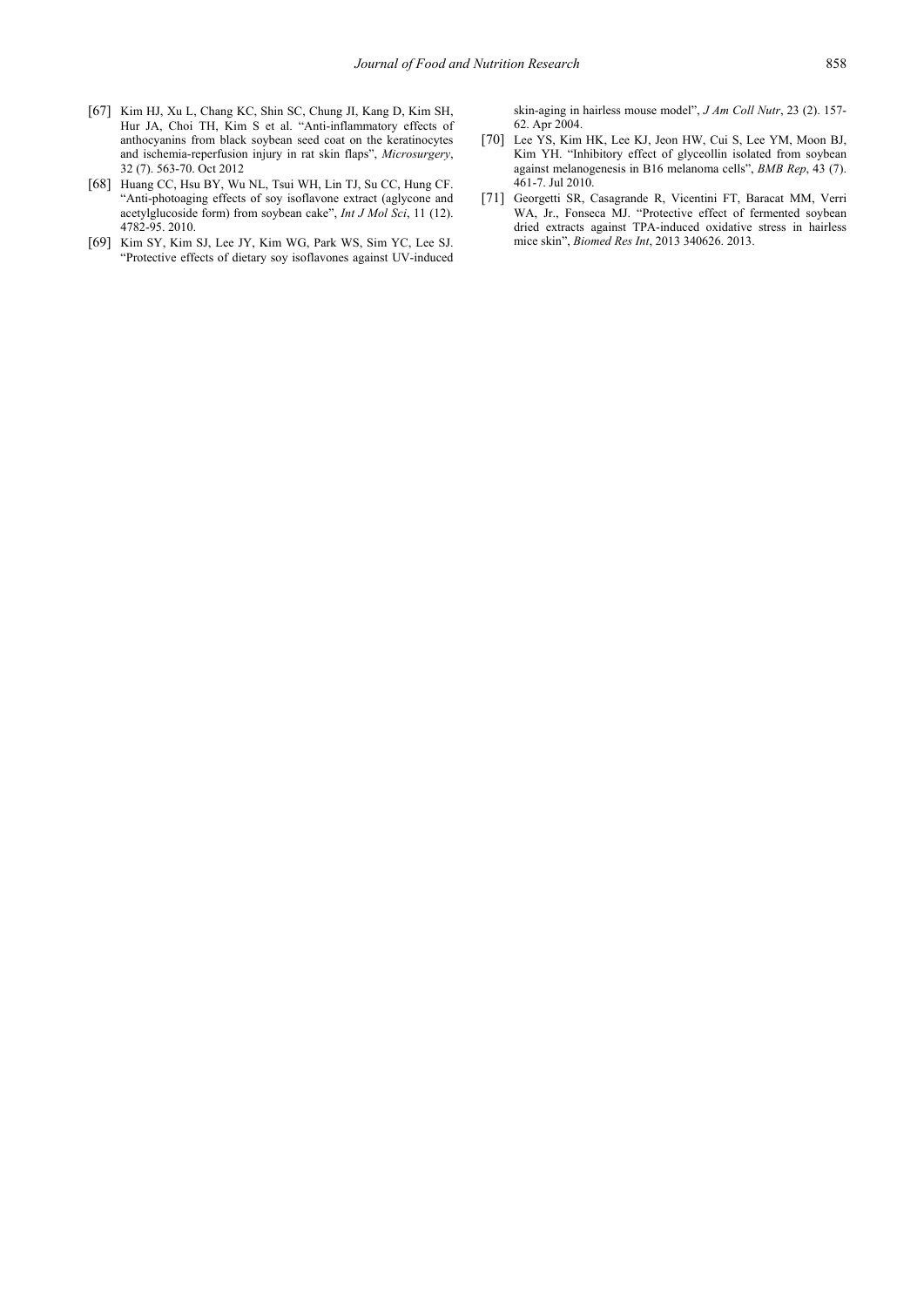[67] Kim HJ, Xu L, Chang KC, Shin SC, Chung JI, Kang D, Kim SH, Hur JA, Choi TH, Kim S et al. "Anti-inflammatory effects of anthocyanins from black soybean seed coat on the keratinocytes and ischemia-reperfusion injury in rat skin flaps", *Microsurgery*, 32 (7). 563-70. Oct 2012

[68] Huang CC, Hsu BY, Wu NL, Tsui WH, Lin TJ, Su CC, Hung CF. "Anti-photoaging effects of soy isoflavone extract (aglycone and acetylglucoside form) from soybean cake", *Int J Mol Sci*, 11 (12). 4782-95. 2010.

[69] Kim SY, Kim SJ, Lee JY, Kim WG, Park WS, Sim YC, Lee SJ. "Protective effects of dietary soy isoflavones against UV-induced skin-aging in hairless mouse model", *J Am Coll Nutr*, 23 (2). 157-62. Apr 2004.

[70] Lee YS, Kim HK, Lee KJ, Jeon HW, Cui S, Lee YM, Moon BJ, Kim YH. "Inhibitory effect of glyceollin isolated from soybean against melanogenesis in B16 melanoma cells", *BMB Rep*, 43 (7). 461-7. Jul 2010.

[71] Georgetti SR, Casagrande R, Vicentini FT, Baracat MM, Verri WA, Jr., Fonseca MJ. "Protective effect of fermented soybean dried extracts against TPA-induced oxidative stress in hairless mice skin", *Biomed Res Int*, 2013 340626. 2013.